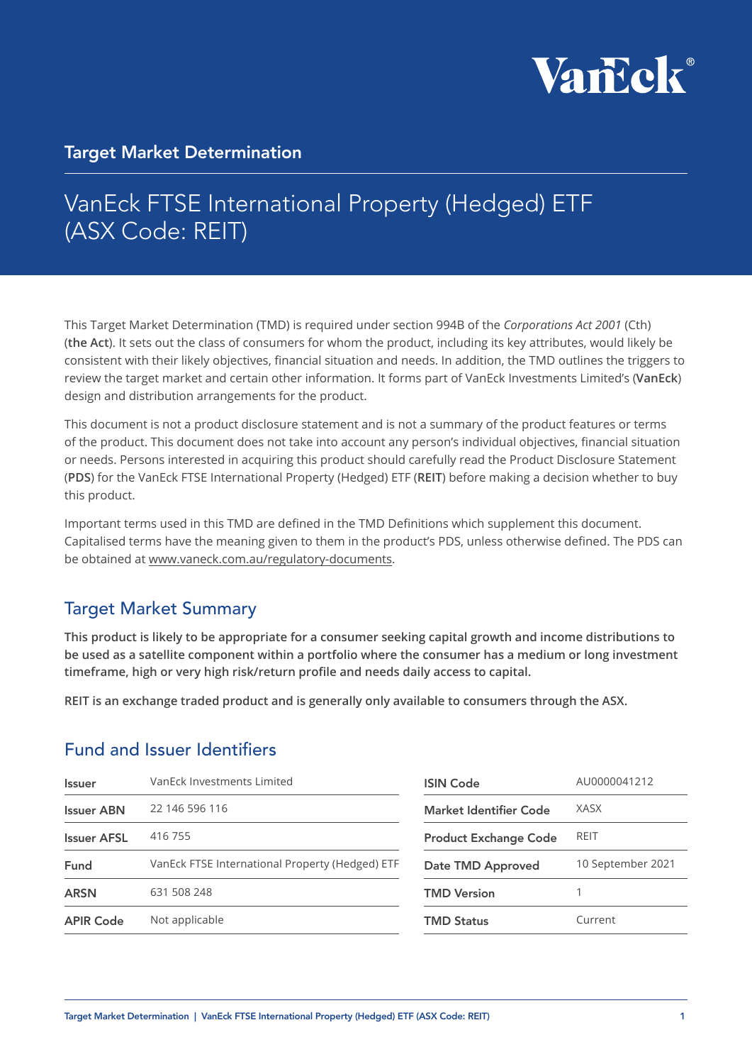VanEck

# Target Market Determination

## VanEck FTSE International Property (Hedged) ETF (ASX Code: REIT)

This Target Market Determination (TMD) is required under section 994B of the *Corporations Act 2001* (Cth) (**the Act**). It sets out the class of consumers for whom the product, including its key attributes, would likely be consistent with their likely objectives, financial situation and needs. In addition, the TMD outlines the triggers to review the target market and certain other information. It forms part of VanEck Investments Limited's (**VanEck**) design and distribution arrangements for the product.

This document is not a product disclosure statement and is not a summary of the product features or terms of the product. This document does not take into account any person's individual objectives, financial situation or needs. Persons interested in acquiring this product should carefully read the Product Disclosure Statement (**PDS**) for the VanEck FTSE International Property (Hedged) ETF (**REIT**) before making a decision whether to buy this product.

Important terms used in this TMD are defined in the TMD Definitions which supplement this document. Capitalised terms have the meaning given to them in the product's PDS, unless otherwise defined. The PDS can be obtained at www.vaneck.com.au/regulatory-documents.

## Target Market Summary

**This product is likely to be appropriate for a consumer seeking capital growth and income distributions to be used as a satellite component within a portfolio where the consumer has a medium or long investment timeframe, high or very high risk/return profile and needs daily access to capital.**

**REIT is an exchange traded product and is generally only available to consumers through the ASX.**

## Fund and Issuer Identifiers

| | |
|---|---|
| **Issuer** | VanEck Investments Limited |
| **Issuer ABN** | 22 146 596 116 |
| **Issuer AFSL** | 416 755 |
| **Fund** | VanEck FTSE International Property (Hedged) ETF |
| **ARSN** | 631 508 248 |
| **APIR Code** | Not applicable |

| | |
|---|---|
| **ISIN Code** | AU0000041212 |
| **Market Identifier Code** | XASX |
| **Product Exchange Code** | REIT |
| **Date TMD Approved** | 10 September 2021 |
| **TMD Version** | 1 |
| **TMD Status** | Current |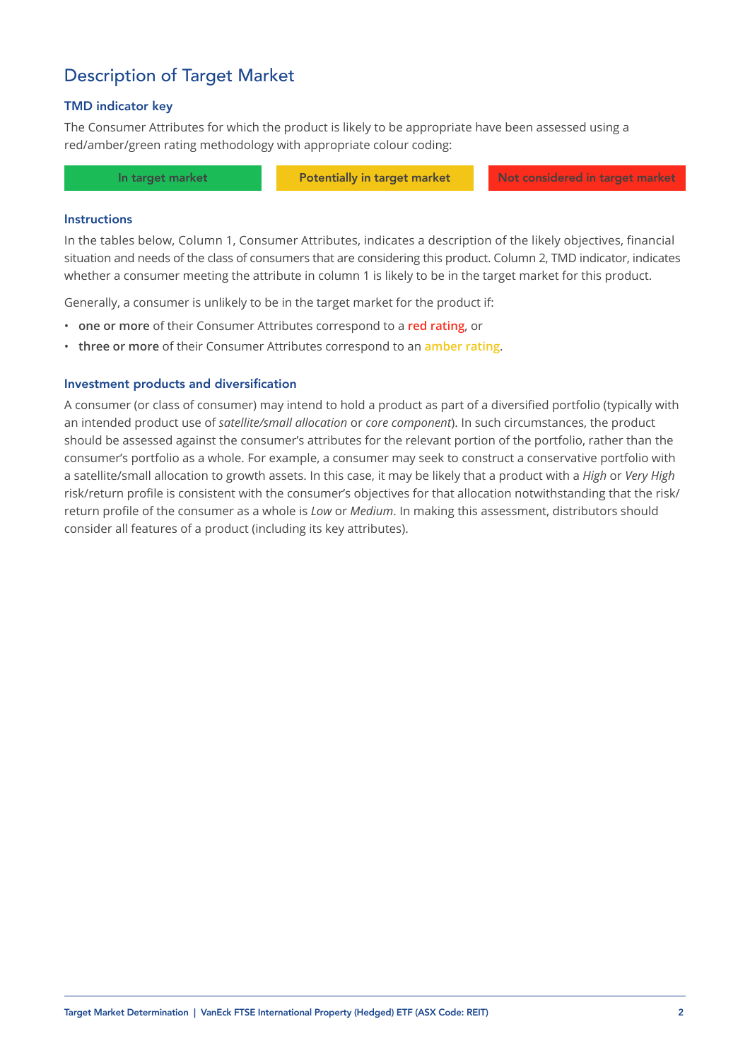## Description of Target Market

### TMD indicator key

The Consumer Attributes for which the product is likely to be appropriate have been assessed using a red/amber/green rating methodology with appropriate colour coding:

| In target market | Potentially in target market | Not considered in target market |
|---|---|---|

### Instructions

In the tables below, Column 1, Consumer Attributes, indicates a description of the likely objectives, financial situation and needs of the class of consumers that are considering this product. Column 2, TMD indicator, indicates whether a consumer meeting the attribute in column 1 is likely to be in the target market for this product.

Generally, a consumer is unlikely to be in the target market for the product if:

- **one or more** of their Consumer Attributes correspond to a **red rating**, or
- **three or more** of their Consumer Attributes correspond to an amber rating.

### Investment products and diversification

A consumer (or class of consumer) may intend to hold a product as part of a diversified portfolio (typically with an intended product use of *satellite/small allocation* or *core component*). In such circumstances, the product should be assessed against the consumer's attributes for the relevant portion of the portfolio, rather than the consumer's portfolio as a whole. For example, a consumer may seek to construct a conservative portfolio with a satellite/small allocation to growth assets. In this case, it may be likely that a product with a *High* or *Very High* risk/return profile is consistent with the consumer's objectives for that allocation notwithstanding that the risk/return profile of the consumer as a whole is *Low* or *Medium*. In making this assessment, distributors should consider all features of a product (including its key attributes).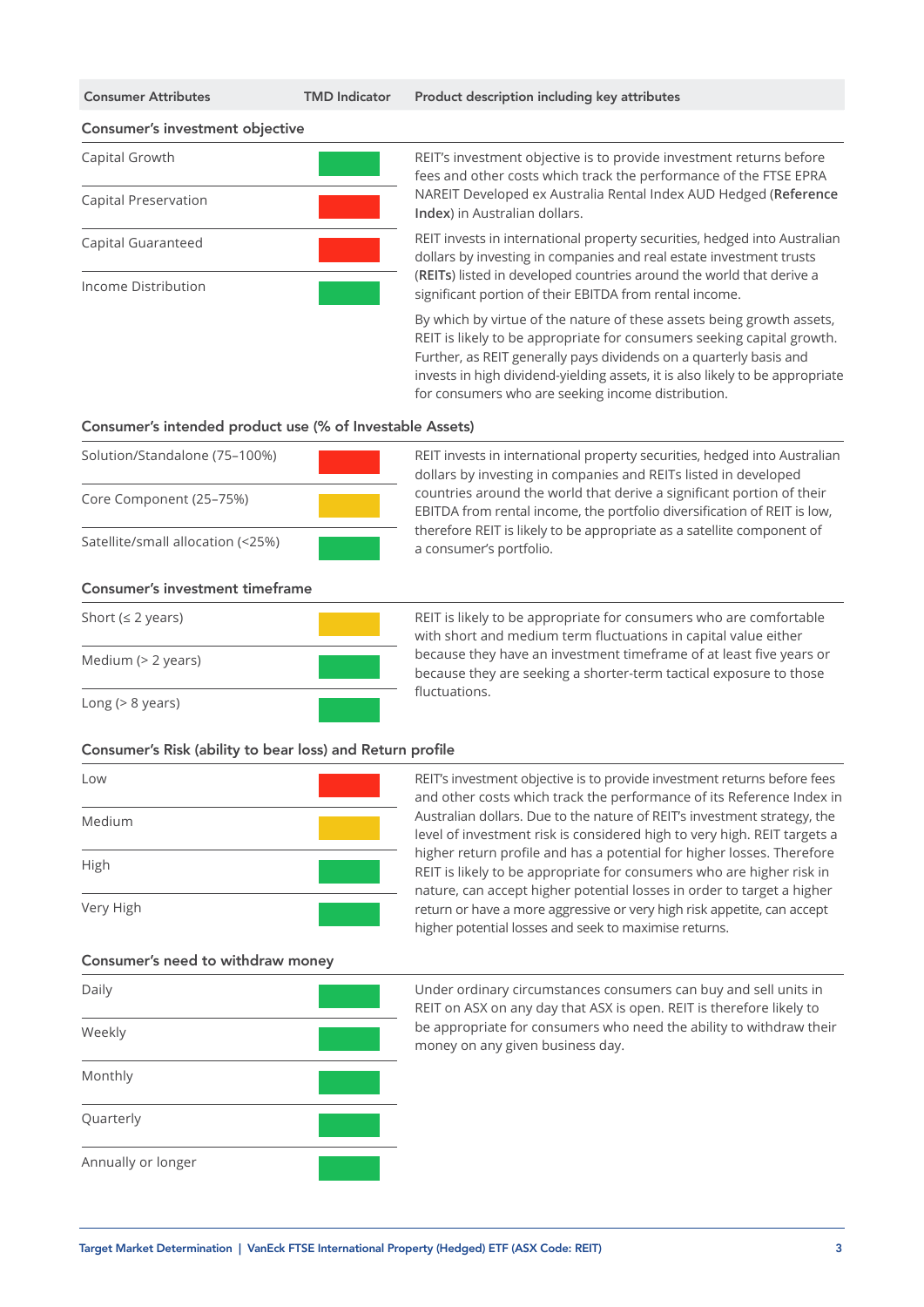| Consumer Attributes | TMD Indicator | Product description including key attributes |
|---|---|---|
| **Consumer's investment objective** | | |
| Capital Growth | Green | REIT's investment objective is to provide investment returns before fees and other costs which track the performance of the FTSE EPRA NAREIT Developed ex Australia Rental Index AUD Hedged (**Reference Index**) in Australian dollars.<br><br>REIT invests in international property securities, hedged into Australian dollars by investing in companies and real estate investment trusts (**REITs**) listed in developed countries around the world that derive a significant portion of their EBITDA from rental income.<br><br>By which by virtue of the nature of these assets being growth assets, REIT is likely to be appropriate for consumers seeking capital growth. Further, as REIT generally pays dividends on a quarterly basis and invests in high dividend-yielding assets, it is also likely to be appropriate for consumers who are seeking income distribution. |
| Capital Preservation | Red | |
| Capital Guaranteed | Red | |
| Income Distribution | Green | |
| **Consumer's intended product use (% of Investable Assets)** | | |
| Solution/Standalone (75–100%) | Red | REIT invests in international property securities, hedged into Australian dollars by investing in companies and REITs listed in developed countries around the world that derive a significant portion of their EBITDA from rental income, the portfolio diversification of REIT is low, therefore REIT is likely to be appropriate as a satellite component of a consumer's portfolio. |
| Core Component (25–75%) | Amber | |
| Satellite/small allocation (<25%) | Green | |
| **Consumer's investment timeframe** | | |
| Short (≤ 2 years) | Amber | REIT is likely to be appropriate for consumers who are comfortable with short and medium term fluctuations in capital value either because they have an investment timeframe of at least five years or because they are seeking a shorter-term tactical exposure to those fluctuations. |
| Medium (> 2 years) | Green | |
| Long (> 8 years) | Green | |
| **Consumer's Risk (ability to bear loss) and Return profile** | | |
| Low | Red | REIT's investment objective is to provide investment returns before fees and other costs which track the performance of its Reference Index in Australian dollars. Due to the nature of REIT's investment strategy, the level of investment risk is considered high to very high. REIT targets a higher return profile and has a potential for higher losses. Therefore REIT is likely to be appropriate for consumers who are higher risk in nature, can accept higher potential losses in order to target a higher return or have a more aggressive or very high risk appetite, can accept higher potential losses and seek to maximise returns. |
| Medium | Amber | |
| High | Green | |
| Very High | Green | |
| **Consumer's need to withdraw money** | | |
| Daily | Green | Under ordinary circumstances consumers can buy and sell units in REIT on ASX on any day that ASX is open. REIT is therefore likely to be appropriate for consumers who need the ability to withdraw their money on any given business day. |
| Weekly | Green | |
| Monthly | Green | |
| Quarterly | Green | |
| Annually or longer | Green | |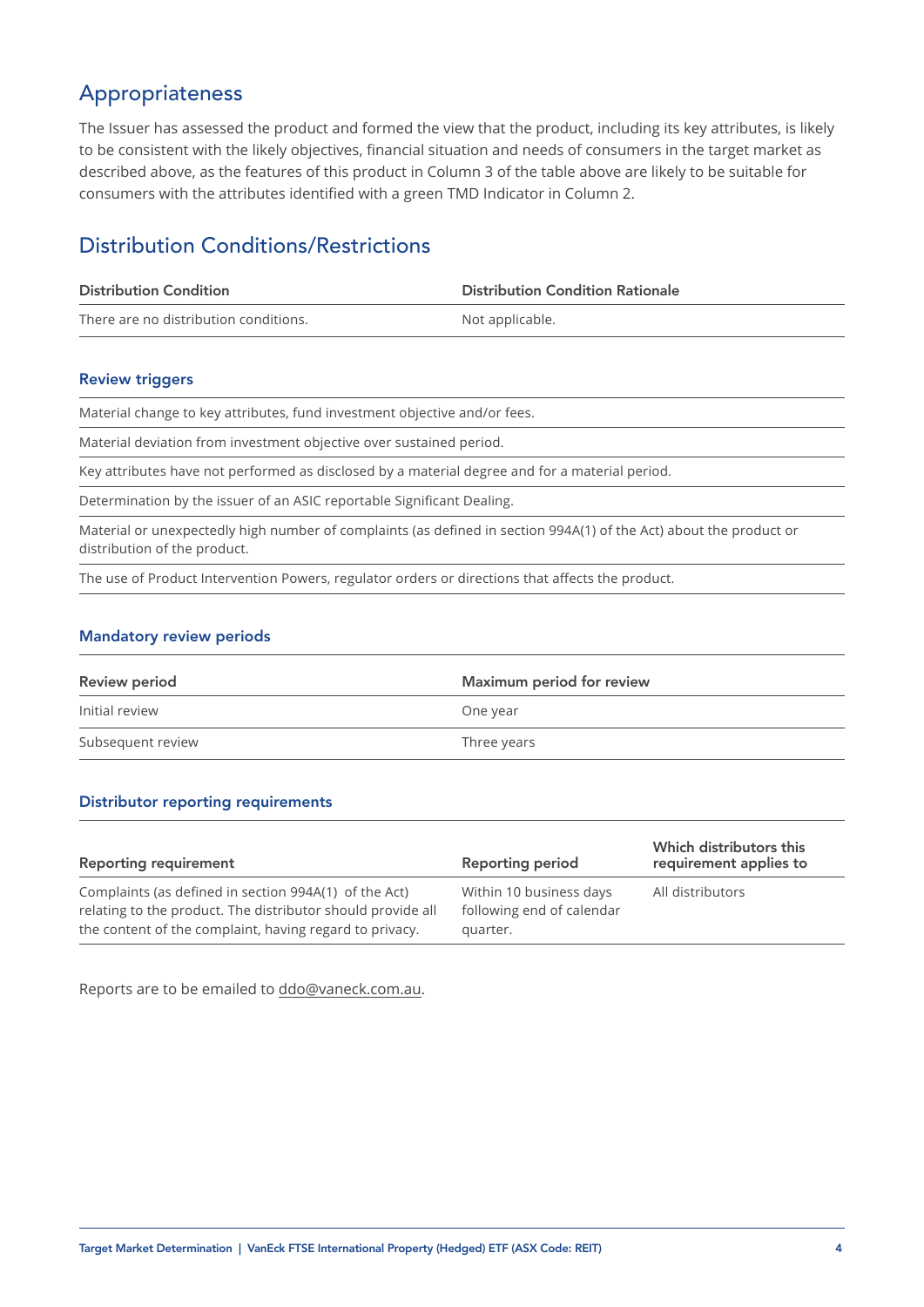## Appropriateness

The Issuer has assessed the product and formed the view that the product, including its key attributes, is likely to be consistent with the likely objectives, financial situation and needs of consumers in the target market as described above, as the features of this product in Column 3 of the table above are likely to be suitable for consumers with the attributes identified with a green TMD Indicator in Column 2.

## Distribution Conditions/Restrictions

| Distribution Condition | Distribution Condition Rationale |
|---|---|
| There are no distribution conditions. | Not applicable. |

### Review triggers

| |
|---|
| Material change to key attributes, fund investment objective and/or fees. |
| Material deviation from investment objective over sustained period. |
| Key attributes have not performed as disclosed by a material degree and for a material period. |
| Determination by the issuer of an ASIC reportable Significant Dealing. |
| Material or unexpectedly high number of complaints (as defined in section 994A(1) of the Act) about the product or distribution of the product. |
| The use of Product Intervention Powers, regulator orders or directions that affects the product. |

### Mandatory review periods

| Review period | Maximum period for review |
|---|---|
| Initial review | One year |
| Subsequent review | Three years |

### Distributor reporting requirements

| Reporting requirement | Reporting period | Which distributors this requirement applies to |
|---|---|---|
| Complaints (as defined in section 994A(1) of the Act) relating to the product. The distributor should provide all the content of the complaint, having regard to privacy. | Within 10 business days following end of calendar quarter. | All distributors |

Reports are to be emailed to ddo@vaneck.com.au.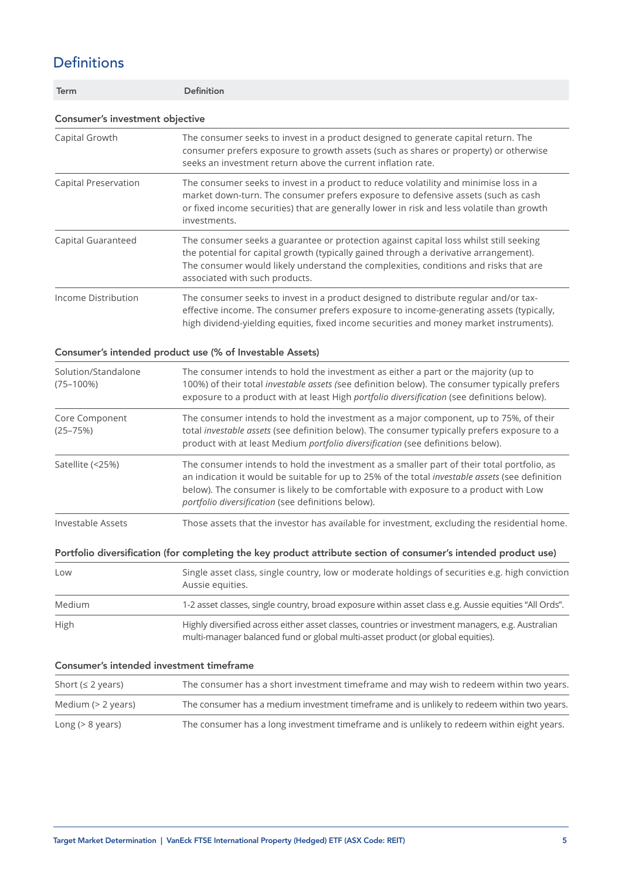## Definitions

| Term | Definition |
|---|---|
| **Consumer's investment objective** | |
| Capital Growth | The consumer seeks to invest in a product designed to generate capital return. The consumer prefers exposure to growth assets (such as shares or property) or otherwise seeks an investment return above the current inflation rate. |
| Capital Preservation | The consumer seeks to invest in a product to reduce volatility and minimise loss in a market down-turn. The consumer prefers exposure to defensive assets (such as cash or fixed income securities) that are generally lower in risk and less volatile than growth investments. |
| Capital Guaranteed | The consumer seeks a guarantee or protection against capital loss whilst still seeking the potential for capital growth (typically gained through a derivative arrangement). The consumer would likely understand the complexities, conditions and risks that are associated with such products. |
| Income Distribution | The consumer seeks to invest in a product designed to distribute regular and/or tax-effective income. The consumer prefers exposure to income-generating assets (typically, high dividend-yielding equities, fixed income securities and money market instruments). |
| **Consumer's intended product use (% of Investable Assets)** | |
| Solution/Standalone (75–100%) | The consumer intends to hold the investment as either a part or the majority (up to 100%) of their total *investable assets* (see definition below). The consumer typically prefers exposure to a product with at least High *portfolio diversification* (see definitions below). |
| Core Component (25–75%) | The consumer intends to hold the investment as a major component, up to 75%, of their total *investable assets* (see definition below). The consumer typically prefers exposure to a product with at least Medium *portfolio diversification* (see definitions below). |
| Satellite (<25%) | The consumer intends to hold the investment as a smaller part of their total portfolio, as an indication it would be suitable for up to 25% of the total *investable assets* (see definition below). The consumer is likely to be comfortable with exposure to a product with Low *portfolio diversification* (see definitions below). |
| Investable Assets | Those assets that the investor has available for investment, excluding the residential home. |
| **Portfolio diversification (for completing the key product attribute section of consumer's intended product use)** | |
| Low | Single asset class, single country, low or moderate holdings of securities e.g. high conviction Aussie equities. |
| Medium | 1-2 asset classes, single country, broad exposure within asset class e.g. Aussie equities "All Ords". |
| High | Highly diversified across either asset classes, countries or investment managers, e.g. Australian multi-manager balanced fund or global multi-asset product (or global equities). |
| **Consumer's intended investment timeframe** | |
| Short (≤ 2 years) | The consumer has a short investment timeframe and may wish to redeem within two years. |
| Medium (> 2 years) | The consumer has a medium investment timeframe and is unlikely to redeem within two years. |
| Long (> 8 years) | The consumer has a long investment timeframe and is unlikely to redeem within eight years. |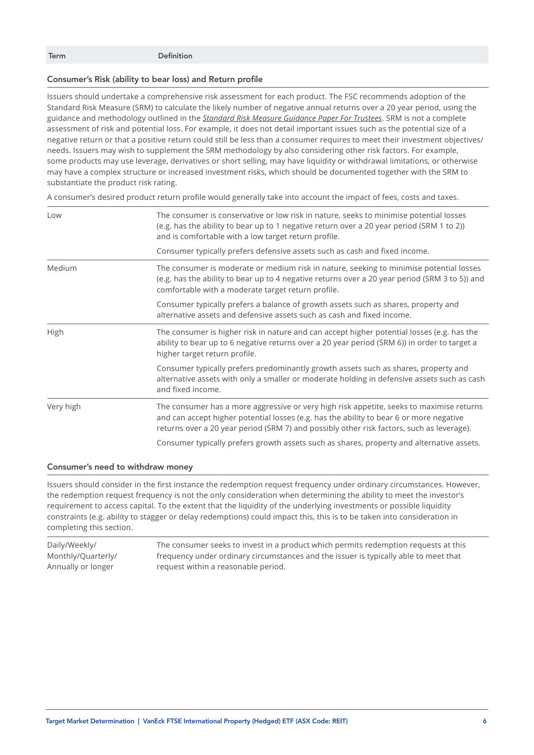| Term | Definition |
|---|---|

### Consumer's Risk (ability to bear loss) and Return profile

Issuers should undertake a comprehensive risk assessment for each product. The FSC recommends adoption of the Standard Risk Measure (SRM) to calculate the likely number of negative annual returns over a 20 year period, using the guidance and methodology outlined in the *Standard Risk Measure Guidance Paper For Trustees*. SRM is not a complete assessment of risk and potential loss. For example, it does not detail important issues such as the potential size of a negative return or that a positive return could still be less than a consumer requires to meet their investment objectives/needs. Issuers may wish to supplement the SRM methodology by also considering other risk factors. For example, some products may use leverage, derivatives or short selling, may have liquidity or withdrawal limitations, or otherwise may have a complex structure or increased investment risks, which should be documented together with the SRM to substantiate the product risk rating.

A consumer's desired product return profile would generally take into account the impact of fees, costs and taxes.

| Term | Definition |
|---|---|
| Low | The consumer is conservative or low risk in nature, seeks to minimise potential losses (e.g. has the ability to bear up to 1 negative return over a 20 year period (SRM 1 to 2)) and is comfortable with a low target return profile.<br><br>Consumer typically prefers defensive assets such as cash and fixed income. |
| Medium | The consumer is moderate or medium risk in nature, seeking to minimise potential losses (e.g. has the ability to bear up to 4 negative returns over a 20 year period (SRM 3 to 5)) and comfortable with a moderate target return profile.<br><br>Consumer typically prefers a balance of growth assets such as shares, property and alternative assets and defensive assets such as cash and fixed income. |
| High | The consumer is higher risk in nature and can accept higher potential losses (e.g. has the ability to bear up to 6 negative returns over a 20 year period (SRM 6)) in order to target a higher target return profile.<br><br>Consumer typically prefers predominantly growth assets such as shares, property and alternative assets with only a smaller or moderate holding in defensive assets such as cash and fixed income. |
| Very high | The consumer has a more aggressive or very high risk appetite, seeks to maximise returns and can accept higher potential losses (e.g. has the ability to bear 6 or more negative returns over a 20 year period (SRM 7) and possibly other risk factors, such as leverage).<br><br>Consumer typically prefers growth assets such as shares, property and alternative assets. |

### Consumer's need to withdraw money

Issuers should consider in the first instance the redemption request frequency under ordinary circumstances. However, the redemption request frequency is not the only consideration when determining the ability to meet the investor's requirement to access capital. To the extent that the liquidity of the underlying investments or possible liquidity constraints (e.g. ability to stagger or delay redemptions) could impact this, this is to be taken into consideration in completing this section.

| Term | Definition |
|---|---|
| Daily/Weekly/Monthly/Quarterly/Annually or longer | The consumer seeks to invest in a product which permits redemption requests at this frequency under ordinary circumstances and the issuer is typically able to meet that request within a reasonable period. |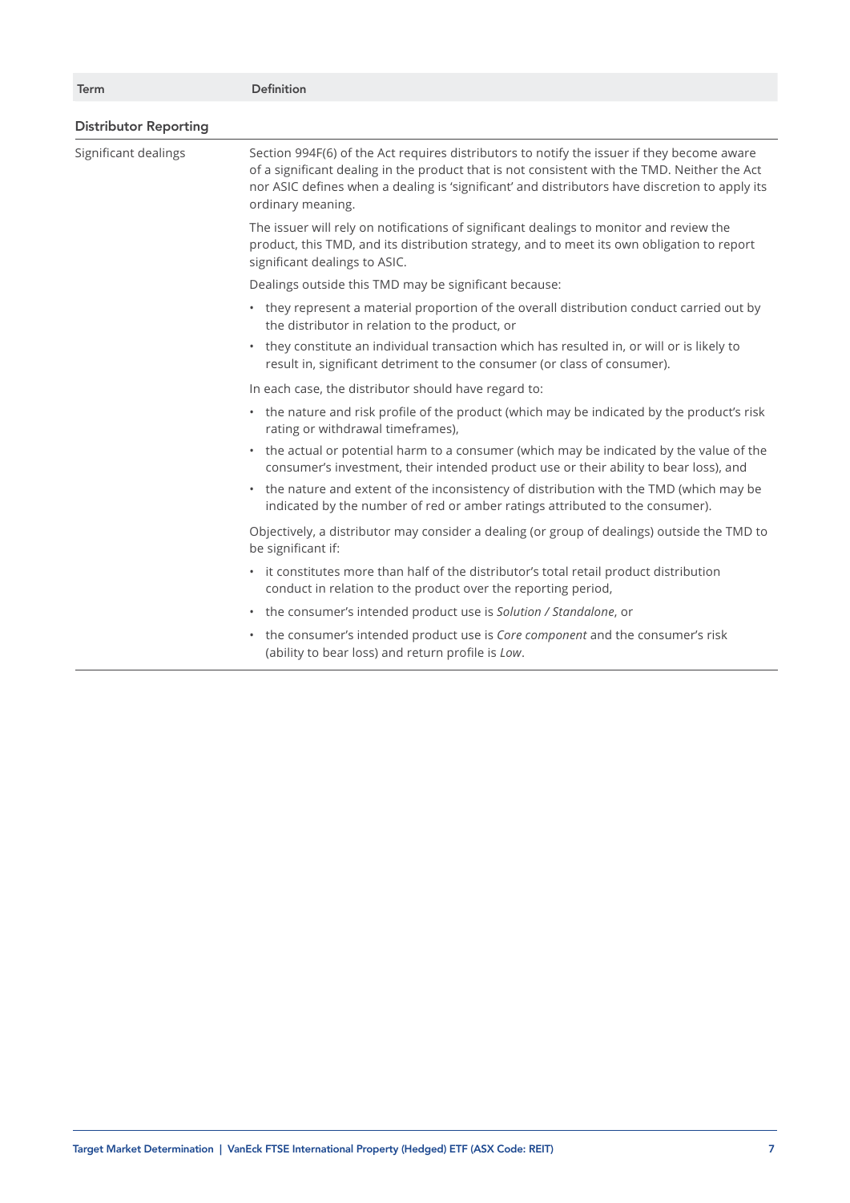| Term | Definition |
| --- | --- |
| **Distributor Reporting** | |
| Significant dealings | Section 994F(6) of the Act requires distributors to notify the issuer if they become aware of a significant dealing in the product that is not consistent with the TMD. Neither the Act nor ASIC defines when a dealing is 'significant' and distributors have discretion to apply its ordinary meaning.<br><br>The issuer will rely on notifications of significant dealings to monitor and review the product, this TMD, and its distribution strategy, and to meet its own obligation to report significant dealings to ASIC.<br><br>Dealings outside this TMD may be significant because:<br>• they represent a material proportion of the overall distribution conduct carried out by the distributor in relation to the product, or<br>• they constitute an individual transaction which has resulted in, or will or is likely to result in, significant detriment to the consumer (or class of consumer).<br><br>In each case, the distributor should have regard to:<br>• the nature and risk profile of the product (which may be indicated by the product's risk rating or withdrawal timeframes),<br>• the actual or potential harm to a consumer (which may be indicated by the value of the consumer's investment, their intended product use or their ability to bear loss), and<br>• the nature and extent of the inconsistency of distribution with the TMD (which may be indicated by the number of red or amber ratings attributed to the consumer).<br><br>Objectively, a distributor may consider a dealing (or group of dealings) outside the TMD to be significant if:<br>• it constitutes more than half of the distributor's total retail product distribution conduct in relation to the product over the reporting period,<br>• the consumer's intended product use is *Solution / Standalone*, or<br>• the consumer's intended product use is *Core component* and the consumer's risk (ability to bear loss) and return profile is *Low*. |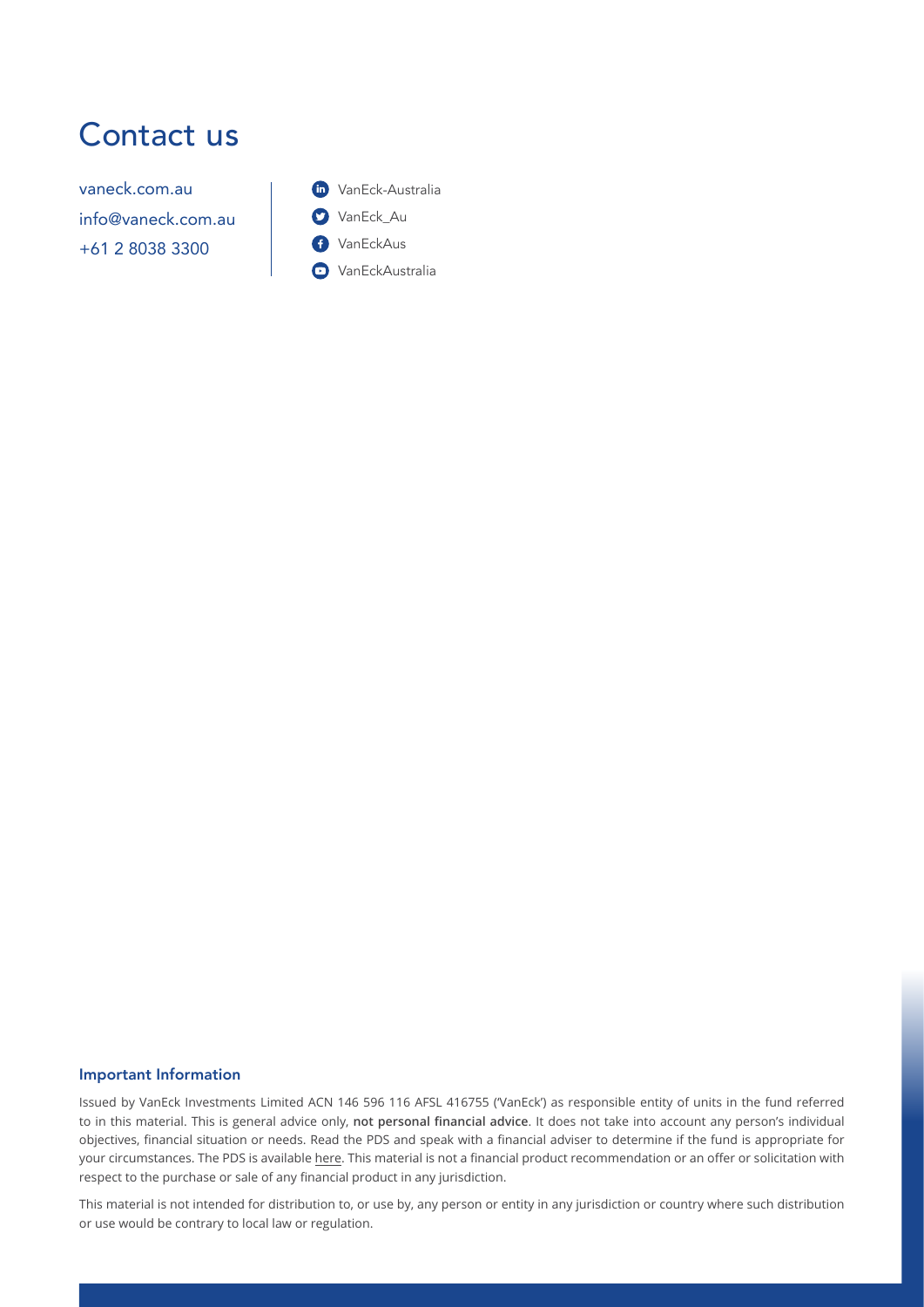# Contact us

vaneck.com.au
info@vaneck.com.au
+61 2 8038 3300

VanEck-Australia
VanEck_Au
VanEckAus
VanEckAustralia

### Important Information

Issued by VanEck Investments Limited ACN 146 596 116 AFSL 416755 ('VanEck') as responsible entity of units in the fund referred to in this material. This is general advice only, **not personal financial advice**. It does not take into account any person's individual objectives, financial situation or needs. Read the PDS and speak with a financial adviser to determine if the fund is appropriate for your circumstances. The PDS is available here. This material is not a financial product recommendation or an offer or solicitation with respect to the purchase or sale of any financial product in any jurisdiction.

This material is not intended for distribution to, or use by, any person or entity in any jurisdiction or country where such distribution or use would be contrary to local law or regulation.